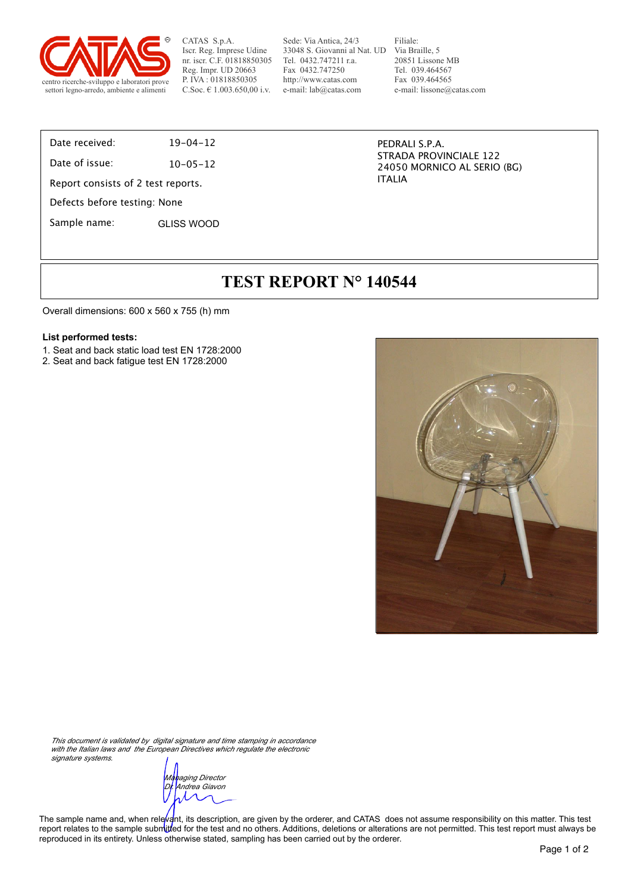CATAS S.p.A.
Iscr. Reg. Imprese Udine
nr. iscr. C.F. 01818850305
Reg. Impr. UD 20663
P. IVA : 01818850305
C.Soc. € 1.003.650,00 i.v.

Sede: Via Antica, 24/3
33048 S. Giovanni al Nat. UD
Tel. 0432.747211 r.a.
Fax 0432.747250
http://www.catas.com
e-mail: lab@catas.com

Filiale:
Via Braille, 5
20851 Lissone MB
Tel. 039.464567
Fax 039.464565
e-mail: lissone@catas.com

centro ricerche-sviluppo e laboratori prove settori legno-arredo, ambiente e alimenti

Date received: 19-04-12

Date of issue: 10-05-12

Report consists of 2 test reports.

Defects before testing: None

Sample name: GLISS WOOD

PEDRALI S.P.A.
STRADA PROVINCIALE 122
24050 MORNICO AL SERIO (BG)
ITALIA

# TEST REPORT N° 140544

Overall dimensions: 600 x 560 x 755 (h) mm

**List performed tests:**

1. Seat and back static load test EN 1728:2000
2. Seat and back fatigue test EN 1728:2000

*This document is validated by digital signature and time stamping in accordance with the Italian laws and the European Directives which regulate the electronic signature systems.*

*Managing Director*
*Dr. Andrea Giavon*

The sample name and, when relevant, its description, are given by the orderer, and CATAS does not assume responsibility on this matter. This test report relates to the sample submitted for the test and no others. Additions, deletions or alterations are not permitted. This test report must always be reproduced in its entirety. Unless otherwise stated, sampling has been carried out by the orderer.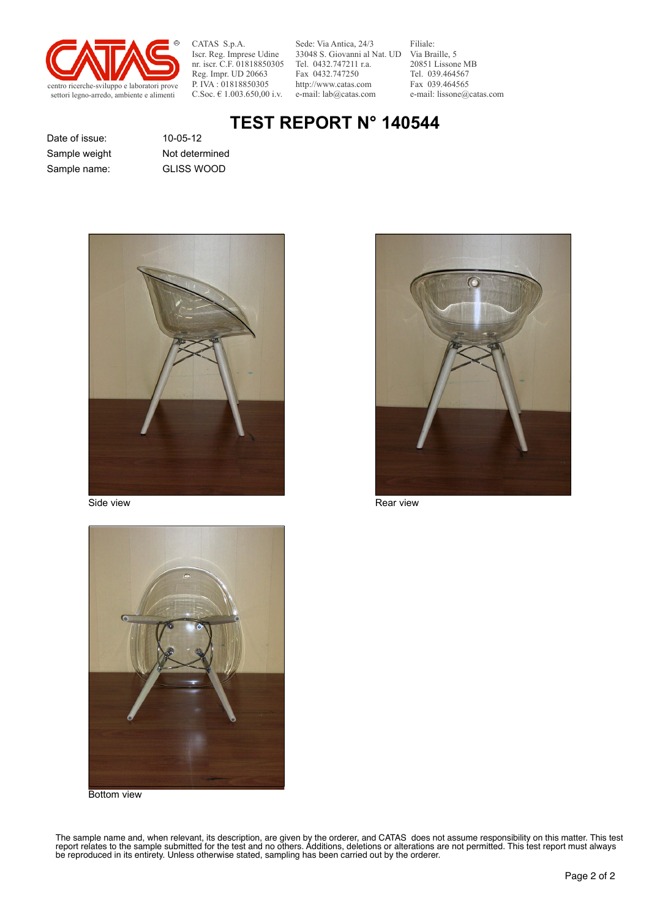CATAS S.p.A.
Iscr. Reg. Imprese Udine
nr. iscr. C.F. 01818850305
Reg. Impr. UD 20663
P. IVA : 01818850305
C.Soc. € 1.003.650,00 i.v.

Sede: Via Antica, 24/3
33048 S. Giovanni al Nat. UD
Tel. 0432.747211 r.a.
Fax 0432.747250
http://www.catas.com
e-mail: lab@catas.com

Filiale:
Via Braille, 5
20851 Lissone MB
Tel. 039.464567
Fax 039.464565
e-mail: lissone@catas.com

centro ricerche-sviluppo e laboratori prove
settori legno-arredo, ambiente e alimenti

# TEST REPORT N° 140544

| | |
|---|---|
| Date of issue: | 10-05-12 |
| Sample weight | Not determined |
| Sample name: | GLISS WOOD |

Side view

Rear view

Bottom view

The sample name and, when relevant, its description, are given by the orderer, and CATAS does not assume responsibility on this matter. This test report relates to the sample submitted for the test and no others. Additions, deletions or alterations are not permitted. This test report must always be reproduced in its entirety. Unless otherwise stated, sampling has been carried out by the orderer.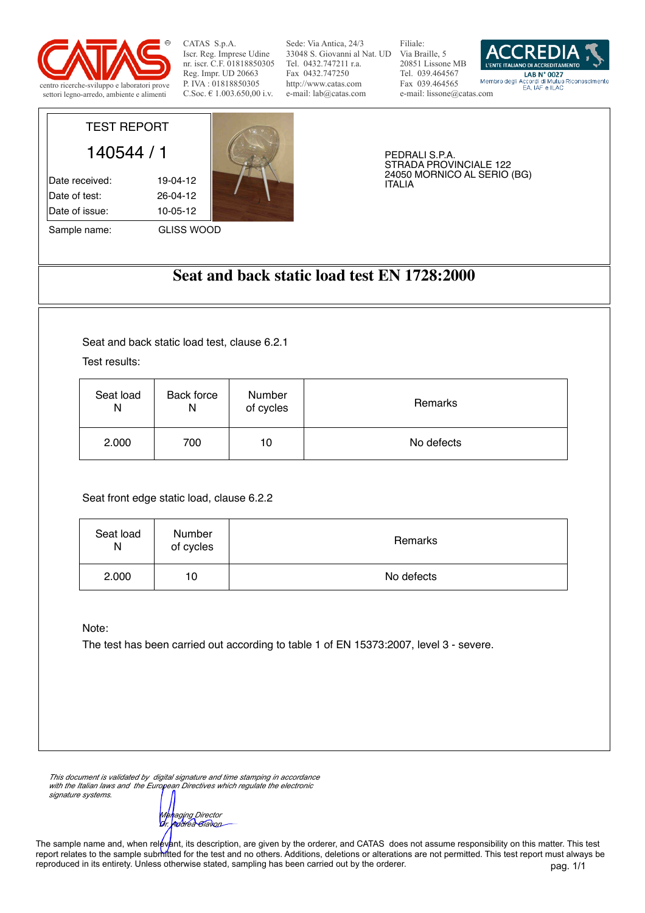CATAS S.p.A.
Iscr. Reg. Imprese Udine
nr. iscr. C.F. 01818850305
Reg. Impr. UD 20663
P. IVA : 01818850305
C.Soc. € 1.003.650,00 i.v.

Sede: Via Antica, 24/3
33048 S. Giovanni al Nat. UD
Tel. 0432.747211 r.a.
Fax 0432.747250
http://www.catas.com
e-mail: lab@catas.com

Filiale:
Via Braille, 5
20851 Lissone MB
Tel. 039.464567
Fax 039.464565
e-mail: lissone@catas.com

centro ricerche-sviluppo e laboratori prove
settori legno-arredo, ambiente e alimenti

ACCREDIA
L'ENTE ITALIANO DI ACCREDITAMENTO
LAB N° 0027
Membro degli Accordi di Mutuo Riconoscimento EA, IAF e ILAC

TEST REPORT

140544 / 1

| | |
|---|---|
| Date received: | 19-04-12 |
| Date of test: | 26-04-12 |
| Date of issue: | 10-05-12 |
| Sample name: | GLISS WOOD |

PEDRALI S.P.A.
STRADA PROVINCIALE 122
24050 MORNICO AL SERIO (BG)
ITALIA

# Seat and back static load test EN 1728:2000

Seat and back static load test, clause 6.2.1

Test results:

| Seat load N | Back force N | Number of cycles | Remarks |
|---|---|---|---|
| 2.000 | 700 | 10 | No defects |

Seat front edge static load, clause 6.2.2

| Seat load N | Number of cycles | Remarks |
|---|---|---|
| 2.000 | 10 | No defects |

Note:

The test has been carried out according to table 1 of EN 15373:2007, level 3 - severe.

*This document is validated by digital signature and time stamping in accordance with the Italian laws and the European Directives which regulate the electronic signature systems.*

*Managing Director*
*Dr. Andrea Giavon*

The sample name and, when relevant, its description, are given by the orderer, and CATAS does not assume responsibility on this matter. This test report relates to the sample submitted for the test and no others. Additions, deletions or alterations are not permitted. This test report must always be reproduced in its entirety. Unless otherwise stated, sampling has been carried out by the orderer.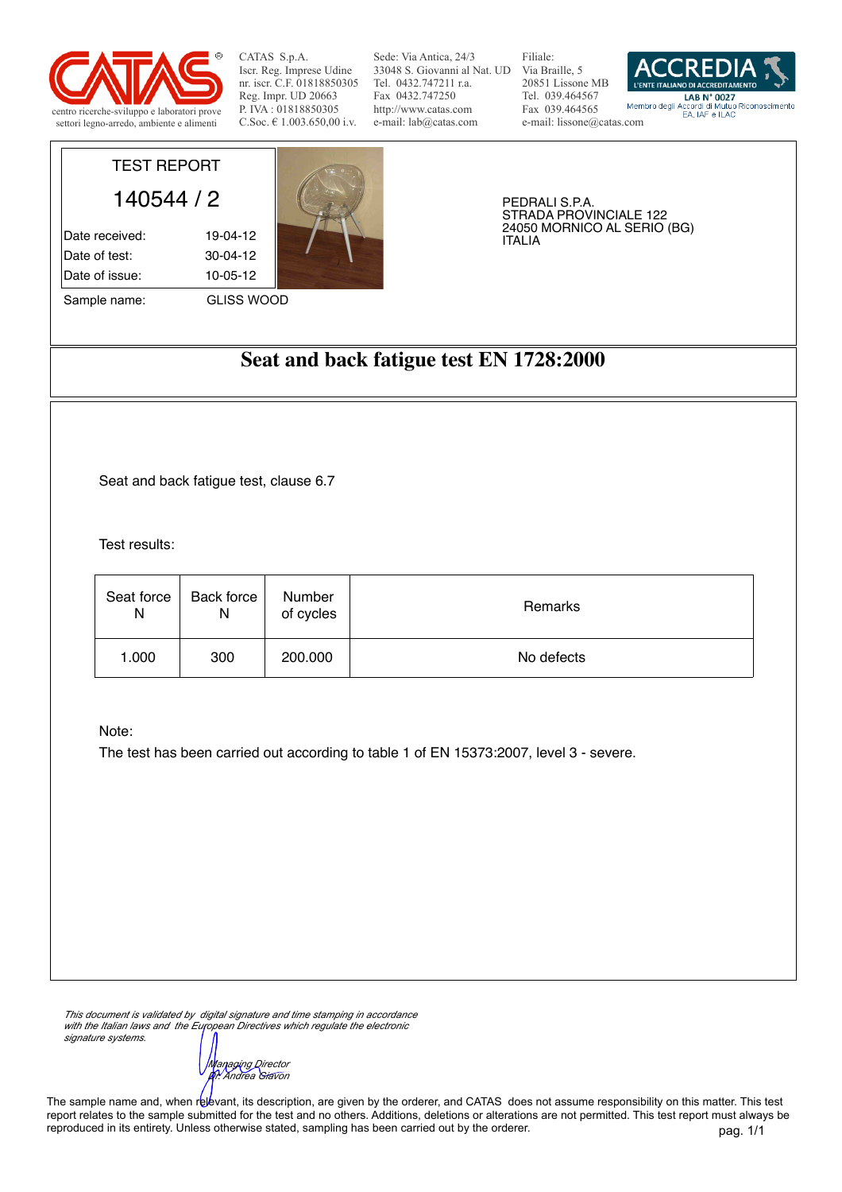CATAS S.p.A.
Iscr. Reg. Imprese Udine
nr. iscr. C.F. 01818850305
Reg. Impr. UD 20663
P. IVA : 01818850305
C.Soc. € 1.003.650,00 i.v.

Sede: Via Antica, 24/3
33048 S. Giovanni al Nat. UD
Tel. 0432.747211 r.a.
Fax 0432.747250
http://www.catas.com
e-mail: lab@catas.com

Filiale:
Via Braille, 5
20851 Lissone MB
Tel. 039.464567
Fax 039.464565
e-mail: lissone@catas.com

centro ricerche-sviluppo e laboratori prove settori legno-arredo, ambiente e alimenti

ACCREDIA L'ENTE ITALIANO DI ACCREDITAMENTO
LAB N° 0027
Membro degli Accordi di Mutuo Riconoscimento EA, IAF e ILAC

TEST REPORT

140544 / 2

| | |
|---|---|
| Date received: | 19-04-12 |
| Date of test: | 30-04-12 |
| Date of issue: | 10-05-12 |

Sample name: GLISS WOOD

PEDRALI S.P.A.
STRADA PROVINCIALE 122
24050 MORNICO AL SERIO (BG)
ITALIA

# Seat and back fatigue test EN 1728:2000

Seat and back fatigue test, clause 6.7

Test results:

| Seat force N | Back force N | Number of cycles | Remarks |
|---|---|---|---|
| 1.000 | 300 | 200.000 | No defects |

Note:
The test has been carried out according to table 1 of EN 15373:2007, level 3 - severe.

*This document is validated by digital signature and time stamping in accordance with the Italian laws and the European Directives which regulate the electronic signature systems.*

*Managing Director*
*Dr. Andrea Giavon*

The sample name and, when relevant, its description, are given by the orderer, and CATAS does not assume responsibility on this matter. This test report relates to the sample submitted for the test and no others. Additions, deletions or alterations are not permitted. This test report must always be reproduced in its entirety. Unless otherwise stated, sampling has been carried out by the orderer.